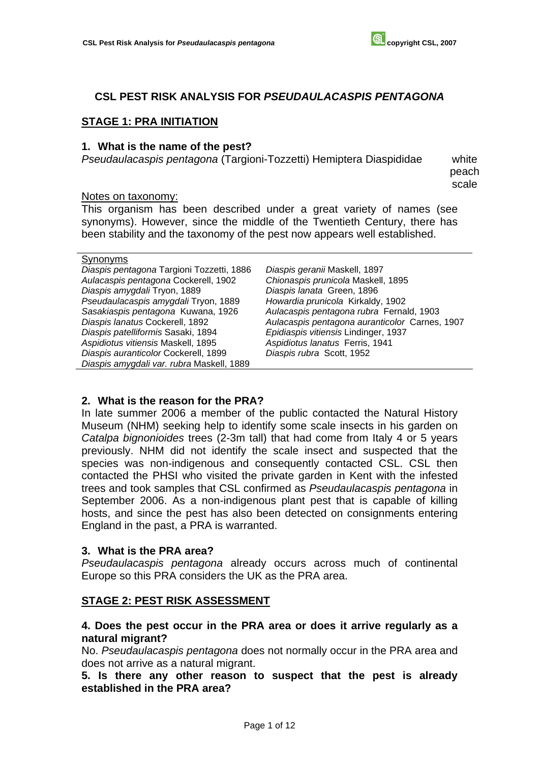# CSL PEST RISK ANALYSIS FOR *PSEUDAULACASPIS PENTAGONA*

## STAGE 1: PRA INITIATION

### 1. What is the name of the pest?

*Pseudaulacaspis pentagona* (Targioni-Tozzetti) Hemiptera Diaspididae    white peach scale

Notes on taxonomy:

This organism has been described under a great variety of names (see synonyms). However, since the middle of the Twentieth Century, there has been stability and the taxonomy of the pest now appears well established.

| Synonyms | |
|---|---|
| *Diaspis pentagona* Targioni Tozzetti, 1886 | *Diaspis geranii* Maskell, 1897 |
| *Aulacaspis pentagona* Cockerell, 1902 | *Chionaspis prunicola* Maskell, 1895 |
| *Diaspis amygdali* Tryon, 1889 | *Diaspis lanata* Green, 1896 |
| *Pseudaulacaspis amygdali* Tryon, 1889 | *Howardia prunicola* Kirkaldy, 1902 |
| *Sasakiaspis pentagona* Kuwana, 1926 | *Aulacaspis pentagona rubra* Fernald, 1903 |
| *Diaspis lanatus* Cockerell, 1892 | *Aulacaspis pentagona auranticolor* Carnes, 1907 |
| *Diaspis patelliformis* Sasaki, 1894 | *Epidiaspis vitiensis* Lindinger, 1937 |
| *Aspidiotus vitiensis* Maskell, 1895 | *Aspidiotus lanatus* Ferris, 1941 |
| *Diaspis auranticolor* Cockerell, 1899 | *Diaspis rubra* Scott, 1952 |
| *Diaspis amygdali var. rubra* Maskell, 1889 | |

### 2. What is the reason for the PRA?

In late summer 2006 a member of the public contacted the Natural History Museum (NHM) seeking help to identify some scale insects in his garden on *Catalpa bignonioides* trees (2-3m tall) that had come from Italy 4 or 5 years previously. NHM did not identify the scale insect and suspected that the species was non-indigenous and consequently contacted CSL. CSL then contacted the PHSI who visited the private garden in Kent with the infested trees and took samples that CSL confirmed as *Pseudaulacaspis pentagona* in September 2006. As a non-indigenous plant pest that is capable of killing hosts, and since the pest has also been detected on consignments entering England in the past, a PRA is warranted.

### 3. What is the PRA area?

*Pseudaulacaspis pentagona* already occurs across much of continental Europe so this PRA considers the UK as the PRA area.

## STAGE 2: PEST RISK ASSESSMENT

### 4. Does the pest occur in the PRA area or does it arrive regularly as a natural migrant?

No. *Pseudaulacaspis pentagona* does not normally occur in the PRA area and does not arrive as a natural migrant.

### 5. Is there any other reason to suspect that the pest is already established in the PRA area?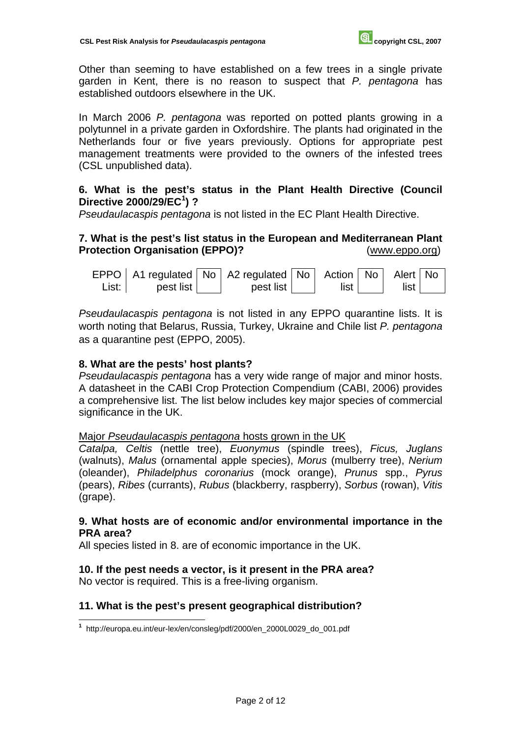Other than seeming to have established on a few trees in a single private garden in Kent, there is no reason to suspect that *P. pentagona* has established outdoors elsewhere in the UK.

In March 2006 *P. pentagona* was reported on potted plants growing in a polytunnel in a private garden in Oxfordshire. The plants had originated in the Netherlands four or five years previously. Options for appropriate pest management treatments were provided to the owners of the infested trees (CSL unpublished data).

**6. What is the pest's status in the Plant Health Directive (Council Directive 2000/29/EC[1]) ?**

*Pseudaulacaspis pentagona* is not listed in the EC Plant Health Directive.

**7. What is the pest's list status in the European and Mediterranean Plant Protection Organisation (EPPO)?** (www.eppo.org)

| EPPO List: | A1 regulated pest list | No | A2 regulated pest list | No | Action list | No | Alert list | No |
|---|---|---|---|---|---|---|---|---|

*Pseudaulacaspis pentagona* is not listed in any EPPO quarantine lists. It is worth noting that Belarus, Russia, Turkey, Ukraine and Chile list *P. pentagona* as a quarantine pest (EPPO, 2005).

**8. What are the pests' host plants?**

*Pseudaulacaspis pentagona* has a very wide range of major and minor hosts. A datasheet in the CABI Crop Protection Compendium (CABI, 2006) provides a comprehensive list. The list below includes key major species of commercial significance in the UK.

Major *Pseudaulacaspis pentagona* hosts grown in the UK

*Catalpa, Celtis* (nettle tree), *Euonymus* (spindle trees), *Ficus, Juglans* (walnuts), *Malus* (ornamental apple species), *Morus* (mulberry tree), *Nerium* (oleander), *Philadelphus coronarius* (mock orange), *Prunus* spp., *Pyrus* (pears), *Ribes* (currants), *Rubus* (blackberry, raspberry), *Sorbus* (rowan), *Vitis* (grape).

**9. What hosts are of economic and/or environmental importance in the PRA area?**

All species listed in 8. are of economic importance in the UK.

**10. If the pest needs a vector, is it present in the PRA area?**

No vector is required. This is a free-living organism.

**11. What is the pest's present geographical distribution?**

[1] http://europa.eu.int/eur-lex/en/consleg/pdf/2000/en_2000L0029_do_001.pdf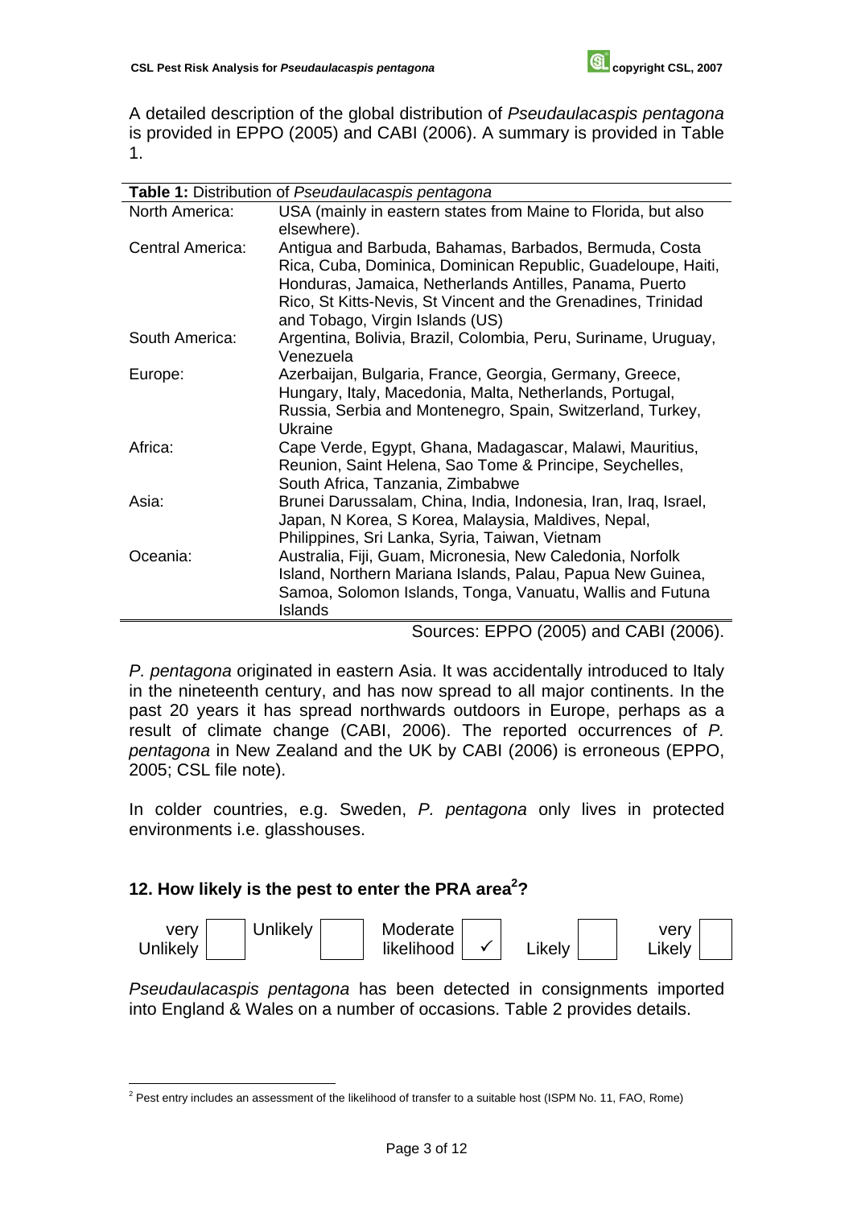A detailed description of the global distribution of *Pseudaulacaspis pentagona* is provided in EPPO (2005) and CABI (2006). A summary is provided in Table 1.

| **Table 1:** Distribution of *Pseudaulacaspis pentagona* | |
|---|---|
| North America: | USA (mainly in eastern states from Maine to Florida, but also elsewhere). |
| Central America: | Antigua and Barbuda, Bahamas, Barbados, Bermuda, Costa Rica, Cuba, Dominica, Dominican Republic, Guadeloupe, Haiti, Honduras, Jamaica, Netherlands Antilles, Panama, Puerto Rico, St Kitts-Nevis, St Vincent and the Grenadines, Trinidad and Tobago, Virgin Islands (US) |
| South America: | Argentina, Bolivia, Brazil, Colombia, Peru, Suriname, Uruguay, Venezuela |
| Europe: | Azerbaijan, Bulgaria, France, Georgia, Germany, Greece, Hungary, Italy, Macedonia, Malta, Netherlands, Portugal, Russia, Serbia and Montenegro, Spain, Switzerland, Turkey, Ukraine |
| Africa: | Cape Verde, Egypt, Ghana, Madagascar, Malawi, Mauritius, Reunion, Saint Helena, Sao Tome & Principe, Seychelles, South Africa, Tanzania, Zimbabwe |
| Asia: | Brunei Darussalam, China, India, Indonesia, Iran, Iraq, Israel, Japan, N Korea, S Korea, Malaysia, Maldives, Nepal, Philippines, Sri Lanka, Syria, Taiwan, Vietnam |
| Oceania: | Australia, Fiji, Guam, Micronesia, New Caledonia, Norfolk Island, Northern Mariana Islands, Palau, Papua New Guinea, Samoa, Solomon Islands, Tonga, Vanuatu, Wallis and Futuna Islands |

Sources: EPPO (2005) and CABI (2006).

*P. pentagona* originated in eastern Asia. It was accidentally introduced to Italy in the nineteenth century, and has now spread to all major continents. In the past 20 years it has spread northwards outdoors in Europe, perhaps as a result of climate change (CABI, 2006). The reported occurrences of *P. pentagona* in New Zealand and the UK by CABI (2006) is erroneous (EPPO, 2005; CSL file note).

In colder countries, e.g. Sweden, *P. pentagona* only lives in protected environments i.e. glasshouses.

## 12. How likely is the pest to enter the PRA area[2]?

| very Unlikely | Unlikely | Moderate likelihood | Likely | very Likely |
|---|---|---|---|---|
| | | ✓ | | |

*Pseudaulacaspis pentagona* has been detected in consignments imported into England & Wales on a number of occasions. Table 2 provides details.

[2] Pest entry includes an assessment of the likelihood of transfer to a suitable host (ISPM No. 11, FAO, Rome)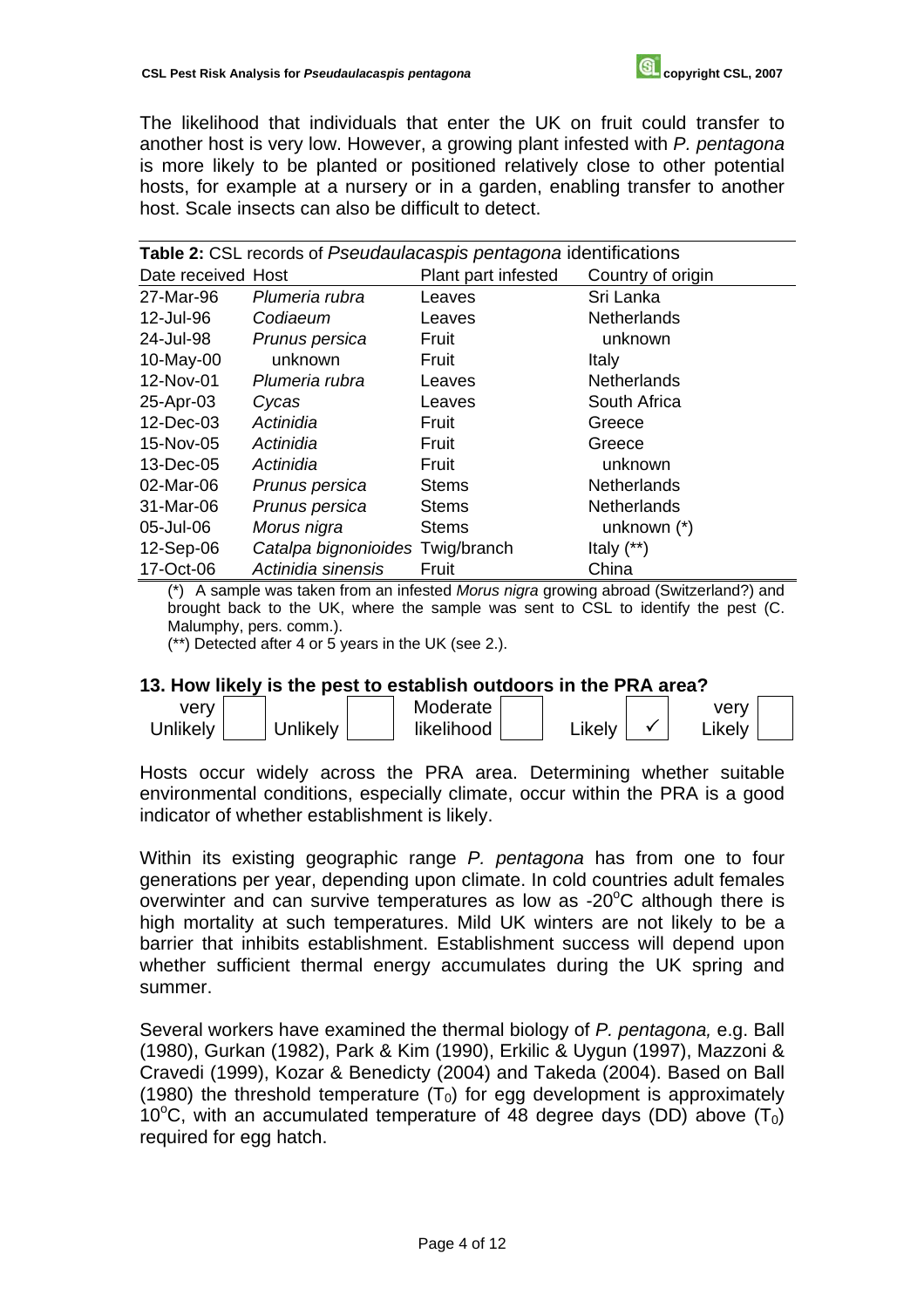The likelihood that individuals that enter the UK on fruit could transfer to another host is very low. However, a growing plant infested with *P. pentagona* is more likely to be planted or positioned relatively close to other potential hosts, for example at a nursery or in a garden, enabling transfer to another host. Scale insects can also be difficult to detect.

**Table 2:** CSL records of *Pseudaulacaspis pentagona* identifications

| Date received | Host | Plant part infested | Country of origin |
|---|---|---|---|
| 27-Mar-96 | *Plumeria rubra* | Leaves | Sri Lanka |
| 12-Jul-96 | *Codiaeum* | Leaves | Netherlands |
| 24-Jul-98 | *Prunus persica* | Fruit | unknown |
| 10-May-00 | unknown | Fruit | Italy |
| 12-Nov-01 | *Plumeria rubra* | Leaves | Netherlands |
| 25-Apr-03 | *Cycas* | Leaves | South Africa |
| 12-Dec-03 | *Actinidia* | Fruit | Greece |
| 15-Nov-05 | *Actinidia* | Fruit | Greece |
| 13-Dec-05 | *Actinidia* | Fruit | unknown |
| 02-Mar-06 | *Prunus persica* | Stems | Netherlands |
| 31-Mar-06 | *Prunus persica* | Stems | Netherlands |
| 05-Jul-06 | *Morus nigra* | Stems | unknown (*) |
| 12-Sep-06 | *Catalpa bignonioides* | Twig/branch | Italy (**) |
| 17-Oct-06 | *Actinidia sinensis* | Fruit | China |

(*) A sample was taken from an infested *Morus nigra* growing abroad (Switzerland?) and brought back to the UK, where the sample was sent to CSL to identify the pest (C. Malumphy, pers. comm.).
(**) Detected after 4 or 5 years in the UK (see 2.).

## 13. How likely is the pest to establish outdoors in the PRA area?

| very Unlikely | Unlikely | Moderate likelihood | Likely | very Likely |
|---|---|---|---|---|
| | | | ✓ | |

Hosts occur widely across the PRA area. Determining whether suitable environmental conditions, especially climate, occur within the PRA is a good indicator of whether establishment is likely.

Within its existing geographic range *P. pentagona* has from one to four generations per year, depending upon climate. In cold countries adult females overwinter and can survive temperatures as low as -20°C although there is high mortality at such temperatures. Mild UK winters are not likely to be a barrier that inhibits establishment. Establishment success will depend upon whether sufficient thermal energy accumulates during the UK spring and summer.

Several workers have examined the thermal biology of *P. pentagona,* e.g. Ball (1980), Gurkan (1982), Park & Kim (1990), Erkilic & Uygun (1997), Mazzoni & Cravedi (1999), Kozar & Benedicty (2004) and Takeda (2004). Based on Ball (1980) the threshold temperature ($T_0$) for egg development is approximately 10°C, with an accumulated temperature of 48 degree days (DD) above ($T_0$) required for egg hatch.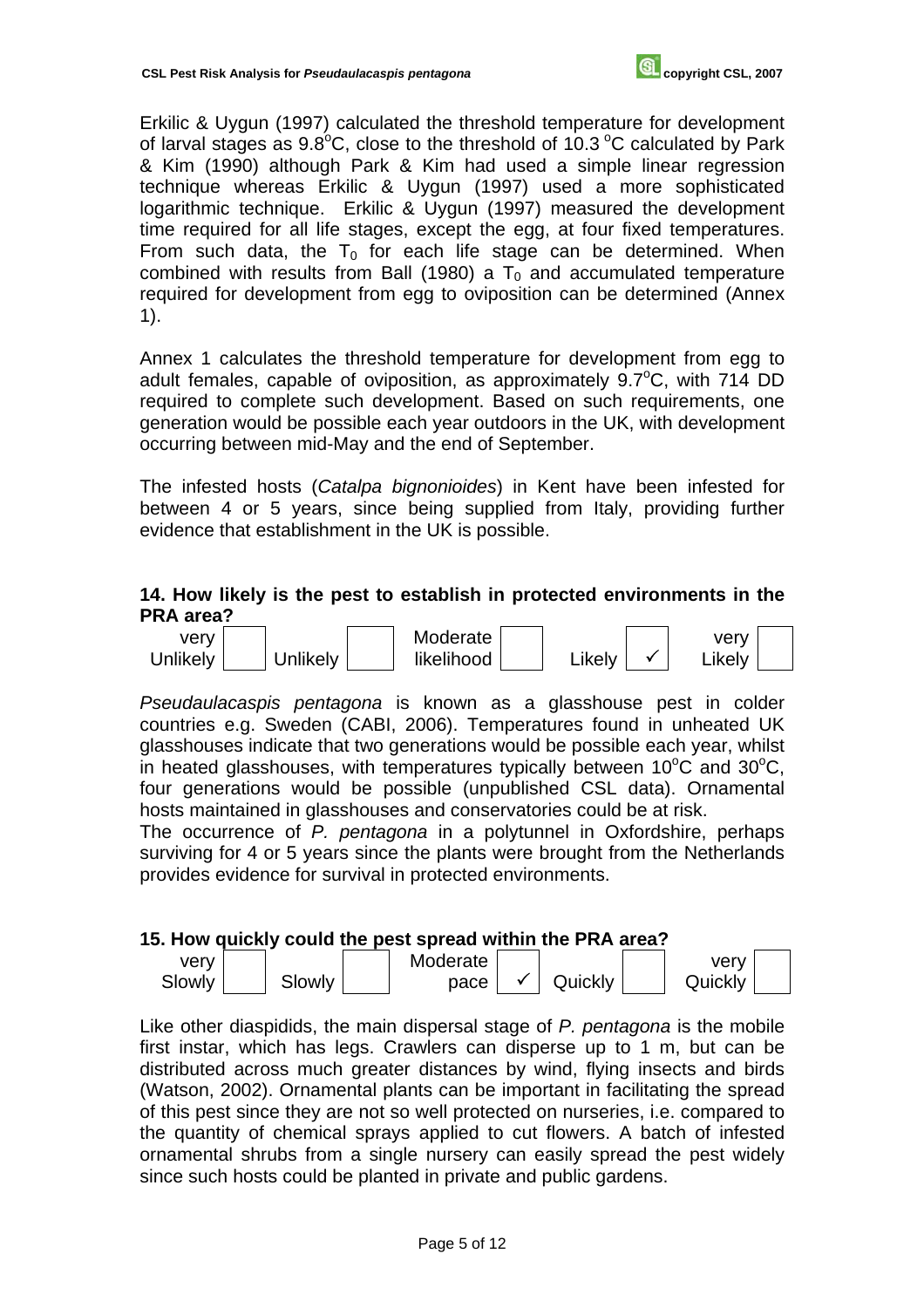Erkilic & Uygun (1997) calculated the threshold temperature for development of larval stages as 9.8°C, close to the threshold of 10.3 °C calculated by Park & Kim (1990) although Park & Kim had used a simple linear regression technique whereas Erkilic & Uygun (1997) used a more sophisticated logarithmic technique. Erkilic & Uygun (1997) measured the development time required for all life stages, except the egg, at four fixed temperatures. From such data, the $T_0$ for each life stage can be determined. When combined with results from Ball (1980) a $T_0$ and accumulated temperature required for development from egg to oviposition can be determined (Annex 1).

Annex 1 calculates the threshold temperature for development from egg to adult females, capable of oviposition, as approximately 9.7°C, with 714 DD required to complete such development. Based on such requirements, one generation would be possible each year outdoors in the UK, with development occurring between mid-May and the end of September.

The infested hosts (*Catalpa bignonioides*) in Kent have been infested for between 4 or 5 years, since being supplied from Italy, providing further evidence that establishment in the UK is possible.

## 14. How likely is the pest to establish in protected environments in the PRA area?

| very Unlikely | Unlikely | Moderate likelihood | Likely | very Likely |
|---|---|---|---|---|
| | | | ✓ | |

*Pseudaulacaspis pentagona* is known as a glasshouse pest in colder countries e.g. Sweden (CABI, 2006). Temperatures found in unheated UK glasshouses indicate that two generations would be possible each year, whilst in heated glasshouses, with temperatures typically between 10°C and 30°C, four generations would be possible (unpublished CSL data). Ornamental hosts maintained in glasshouses and conservatories could be at risk.
The occurrence of *P. pentagona* in a polytunnel in Oxfordshire, perhaps surviving for 4 or 5 years since the plants were brought from the Netherlands provides evidence for survival in protected environments.

## 15. How quickly could the pest spread within the PRA area?

| very Slowly | Slowly | Moderate pace | Quickly | very Quickly |
|---|---|---|---|---|
| | | ✓ | | |

Like other diaspidids, the main dispersal stage of *P. pentagona* is the mobile first instar, which has legs. Crawlers can disperse up to 1 m, but can be distributed across much greater distances by wind, flying insects and birds (Watson, 2002). Ornamental plants can be important in facilitating the spread of this pest since they are not so well protected on nurseries, i.e. compared to the quantity of chemical sprays applied to cut flowers. A batch of infested ornamental shrubs from a single nursery can easily spread the pest widely since such hosts could be planted in private and public gardens.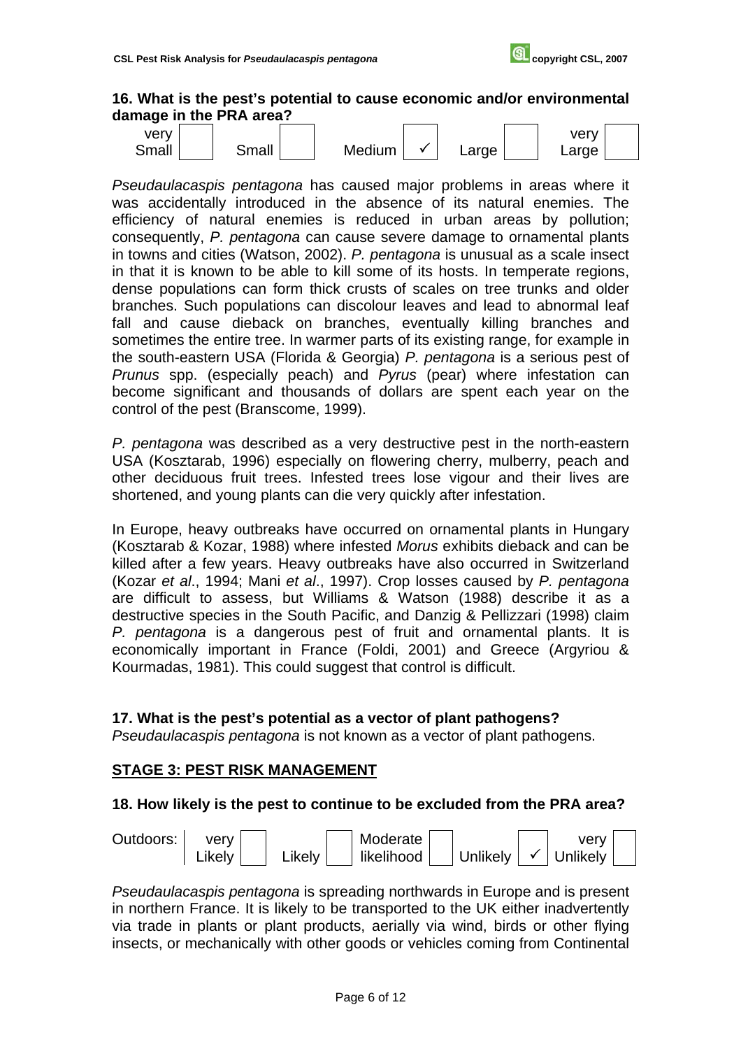### 16. What is the pest's potential to cause economic and/or environmental damage in the PRA area?

| very Small | Small | Medium | Large | very Large |
|---|---|---|---|---|
| | | ✓ | | |

*Pseudaulacaspis pentagona* has caused major problems in areas where it was accidentally introduced in the absence of its natural enemies. The efficiency of natural enemies is reduced in urban areas by pollution; consequently, *P. pentagona* can cause severe damage to ornamental plants in towns and cities (Watson, 2002). *P. pentagona* is unusual as a scale insect in that it is known to be able to kill some of its hosts. In temperate regions, dense populations can form thick crusts of scales on tree trunks and older branches. Such populations can discolour leaves and lead to abnormal leaf fall and cause dieback on branches, eventually killing branches and sometimes the entire tree. In warmer parts of its existing range, for example in the south-eastern USA (Florida & Georgia) *P. pentagona* is a serious pest of *Prunus* spp. (especially peach) and *Pyrus* (pear) where infestation can become significant and thousands of dollars are spent each year on the control of the pest (Branscome, 1999).

*P. pentagona* was described as a very destructive pest in the north-eastern USA (Kosztarab, 1996) especially on flowering cherry, mulberry, peach and other deciduous fruit trees. Infested trees lose vigour and their lives are shortened, and young plants can die very quickly after infestation.

In Europe, heavy outbreaks have occurred on ornamental plants in Hungary (Kosztarab & Kozar, 1988) where infested *Morus* exhibits dieback and can be killed after a few years. Heavy outbreaks have also occurred in Switzerland (Kozar *et al*., 1994; Mani *et al*., 1997). Crop losses caused by *P. pentagona* are difficult to assess, but Williams & Watson (1988) describe it as a destructive species in the South Pacific, and Danzig & Pellizzari (1998) claim *P. pentagona* is a dangerous pest of fruit and ornamental plants. It is economically important in France (Foldi, 2001) and Greece (Argyriou & Kourmadas, 1981). This could suggest that control is difficult.

### 17. What is the pest's potential as a vector of plant pathogens?

*Pseudaulacaspis pentagona* is not known as a vector of plant pathogens.

## STAGE 3: PEST RISK MANAGEMENT

### 18. How likely is the pest to continue to be excluded from the PRA area?

| | very Likely | Likely | Moderate likelihood | Unlikely | very Unlikely |
|---|---|---|---|---|---|
| Outdoors: | | | | ✓ | |

*Pseudaulacaspis pentagona* is spreading northwards in Europe and is present in northern France. It is likely to be transported to the UK either inadvertently via trade in plants or plant products, aerially via wind, birds or other flying insects, or mechanically with other goods or vehicles coming from Continental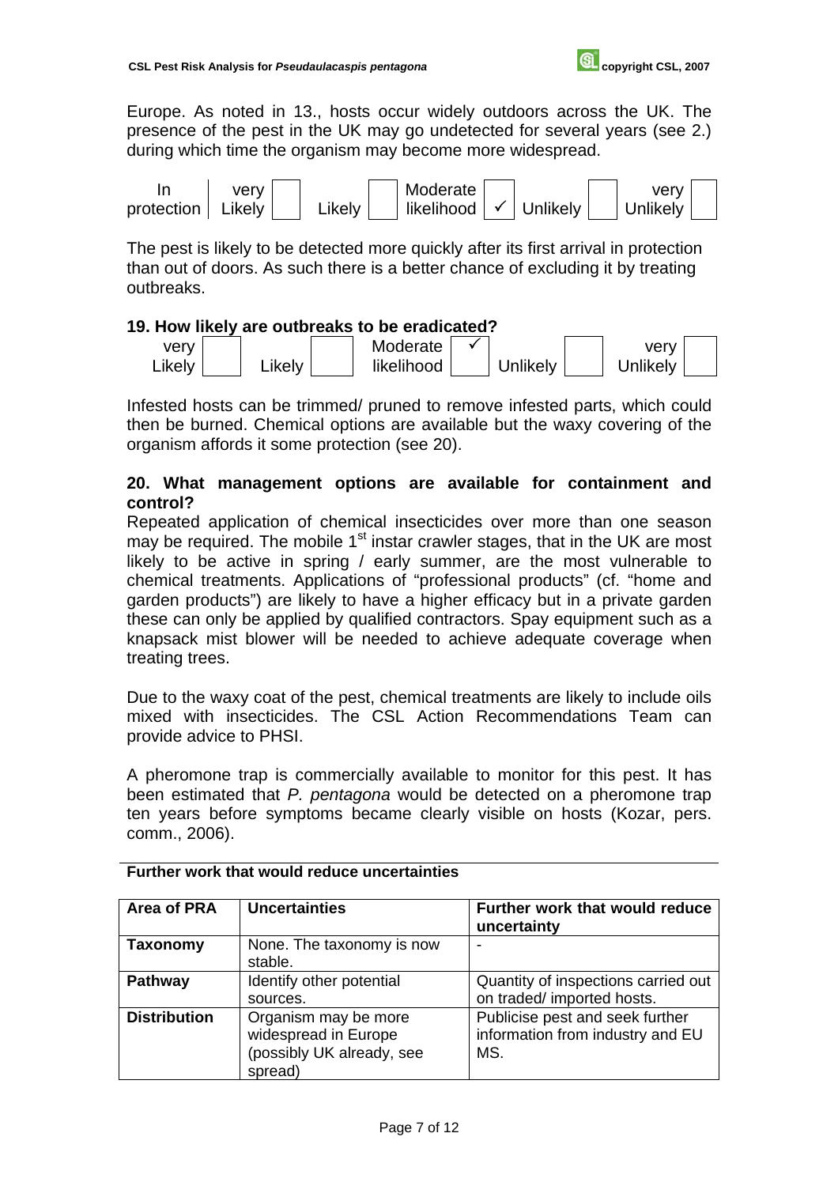Europe. As noted in 13., hosts occur widely outdoors across the UK. The presence of the pest in the UK may go undetected for several years (see 2.) during which time the organism may become more widespread.

| In protection | very Likely | | Likely | | Moderate likelihood | ✓ | Unlikely | | very Unlikely | |
|---|---|---|---|---|---|---|---|---|---|---|

The pest is likely to be detected more quickly after its first arrival in protection than out of doors. As such there is a better chance of excluding it by treating outbreaks.

**19. How likely are outbreaks to be eradicated?**

| very Likely | | Likely | | Moderate likelihood | ✓ | Unlikely | | very Unlikely | |
|---|---|---|---|---|---|---|---|---|---|

Infested hosts can be trimmed/ pruned to remove infested parts, which could then be burned. Chemical options are available but the waxy covering of the organism affords it some protection (see 20).

**20. What management options are available for containment and control?**

Repeated application of chemical insecticides over more than one season may be required. The mobile 1st instar crawler stages, that in the UK are most likely to be active in spring / early summer, are the most vulnerable to chemical treatments. Applications of "professional products" (cf. "home and garden products") are likely to have a higher efficacy but in a private garden these can only be applied by qualified contractors. Spay equipment such as a knapsack mist blower will be needed to achieve adequate coverage when treating trees.

Due to the waxy coat of the pest, chemical treatments are likely to include oils mixed with insecticides. The CSL Action Recommendations Team can provide advice to PHSI.

A pheromone trap is commercially available to monitor for this pest. It has been estimated that *P. pentagona* would be detected on a pheromone trap ten years before symptoms became clearly visible on hosts (Kozar, pers. comm., 2006).

**Further work that would reduce uncertainties**

| Area of PRA | Uncertainties | Further work that would reduce uncertainty |
|---|---|---|
| **Taxonomy** | None. The taxonomy is now stable. | - |
| **Pathway** | Identify other potential sources. | Quantity of inspections carried out on traded/ imported hosts. |
| **Distribution** | Organism may be more widespread in Europe (possibly UK already, see spread) | Publicise pest and seek further information from industry and EU MS. |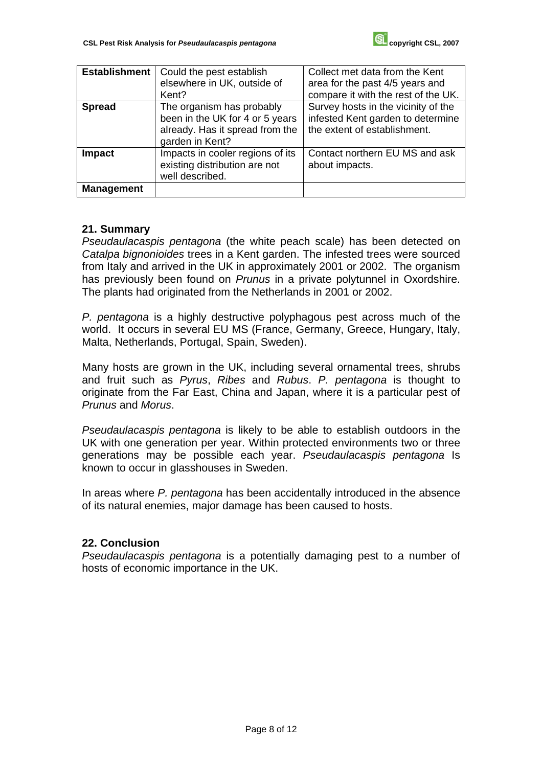| **Establishment** | Could the pest establish elsewhere in UK, outside of Kent? | Collect met data from the Kent area for the past 4/5 years and compare it with the rest of the UK. |
|---|---|---|
| **Spread** | The organism has probably been in the UK for 4 or 5 years already. Has it spread from the garden in Kent? | Survey hosts in the vicinity of the infested Kent garden to determine the extent of establishment. |
| **Impact** | Impacts in cooler regions of its existing distribution are not well described. | Contact northern EU MS and ask about impacts. |
| **Management** | | |

### 21. Summary

*Pseudaulacaspis pentagona* (the white peach scale) has been detected on *Catalpa bignonioides* trees in a Kent garden. The infested trees were sourced from Italy and arrived in the UK in approximately 2001 or 2002. The organism has previously been found on *Prunus* in a private polytunnel in Oxordshire. The plants had originated from the Netherlands in 2001 or 2002.

*P. pentagona* is a highly destructive polyphagous pest across much of the world. It occurs in several EU MS (France, Germany, Greece, Hungary, Italy, Malta, Netherlands, Portugal, Spain, Sweden).

Many hosts are grown in the UK, including several ornamental trees, shrubs and fruit such as *Pyrus*, *Ribes* and *Rubus*. *P. pentagona* is thought to originate from the Far East, China and Japan, where it is a particular pest of *Prunus* and *Morus*.

*Pseudaulacaspis pentagona* is likely to be able to establish outdoors in the UK with one generation per year. Within protected environments two or three generations may be possible each year. *Pseudaulacaspis pentagona* Is known to occur in glasshouses in Sweden.

In areas where *P. pentagona* has been accidentally introduced in the absence of its natural enemies, major damage has been caused to hosts.

### 22. Conclusion

*Pseudaulacaspis pentagona* is a potentially damaging pest to a number of hosts of economic importance in the UK.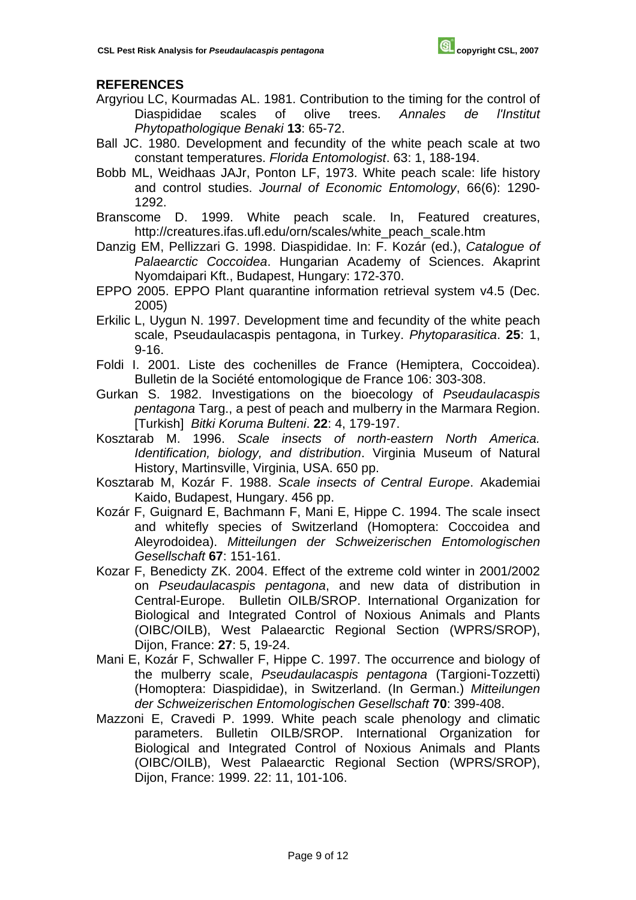## REFERENCES

Argyriou LC, Kourmadas AL. 1981. Contribution to the timing for the control of Diaspididae scales of olive trees. *Annales de l'Institut Phytopathologique Benaki* **13**: 65-72.

Ball JC. 1980. Development and fecundity of the white peach scale at two constant temperatures. *Florida Entomologist*. 63: 1, 188-194.

Bobb ML, Weidhaas JAJr, Ponton LF, 1973. White peach scale: life history and control studies. *Journal of Economic Entomology*, 66(6): 1290-1292.

Branscome D. 1999. White peach scale. In, Featured creatures, http://creatures.ifas.ufl.edu/orn/scales/white_peach_scale.htm

Danzig EM, Pellizzari G. 1998. Diaspididae. In: F. Kozár (ed.), *Catalogue of Palaearctic Coccoidea*. Hungarian Academy of Sciences. Akaprint Nyomdaipari Kft., Budapest, Hungary: 172-370.

EPPO 2005. EPPO Plant quarantine information retrieval system v4.5 (Dec. 2005)

Erkilic L, Uygun N. 1997. Development time and fecundity of the white peach scale, Pseudaulacaspis pentagona, in Turkey. *Phytoparasitica*. **25**: 1, 9-16.

Foldi I. 2001. Liste des cochenilles de France (Hemiptera, Coccoidea). Bulletin de la Société entomologique de France 106: 303-308.

Gurkan S. 1982. Investigations on the bioecology of *Pseudaulacaspis pentagona* Targ., a pest of peach and mulberry in the Marmara Region. [Turkish] *Bitki Koruma Bulteni*. **22**: 4, 179-197.

Kosztarab M. 1996. *Scale insects of north-eastern North America. Identification, biology, and distribution*. Virginia Museum of Natural History, Martinsville, Virginia, USA. 650 pp.

Kosztarab M, Kozár F. 1988. *Scale insects of Central Europe*. Akademiai Kaido, Budapest, Hungary. 456 pp.

Kozár F, Guignard E, Bachmann F, Mani E, Hippe C. 1994. The scale insect and whitefly species of Switzerland (Homoptera: Coccoidea and Aleyrodoidea). *Mitteilungen der Schweizerischen Entomologischen Gesellschaft* **67**: 151-161.

Kozar F, Benedicty ZK. 2004. Effect of the extreme cold winter in 2001/2002 on *Pseudaulacaspis pentagona*, and new data of distribution in Central-Europe. Bulletin OILB/SROP. International Organization for Biological and Integrated Control of Noxious Animals and Plants (OIBC/OILB), West Palaearctic Regional Section (WPRS/SROP), Dijon, France: **27**: 5, 19-24.

Mani E, Kozár F, Schwaller F, Hippe C. 1997. The occurrence and biology of the mulberry scale, *Pseudaulacaspis pentagona* (Targioni-Tozzetti) (Homoptera: Diaspididae), in Switzerland. (In German.) *Mitteilungen der Schweizerischen Entomologischen Gesellschaft* **70**: 399-408.

Mazzoni E, Cravedi P. 1999. White peach scale phenology and climatic parameters. Bulletin OILB/SROP. International Organization for Biological and Integrated Control of Noxious Animals and Plants (OIBC/OILB), West Palaearctic Regional Section (WPRS/SROP), Dijon, France: 1999. 22: 11, 101-106.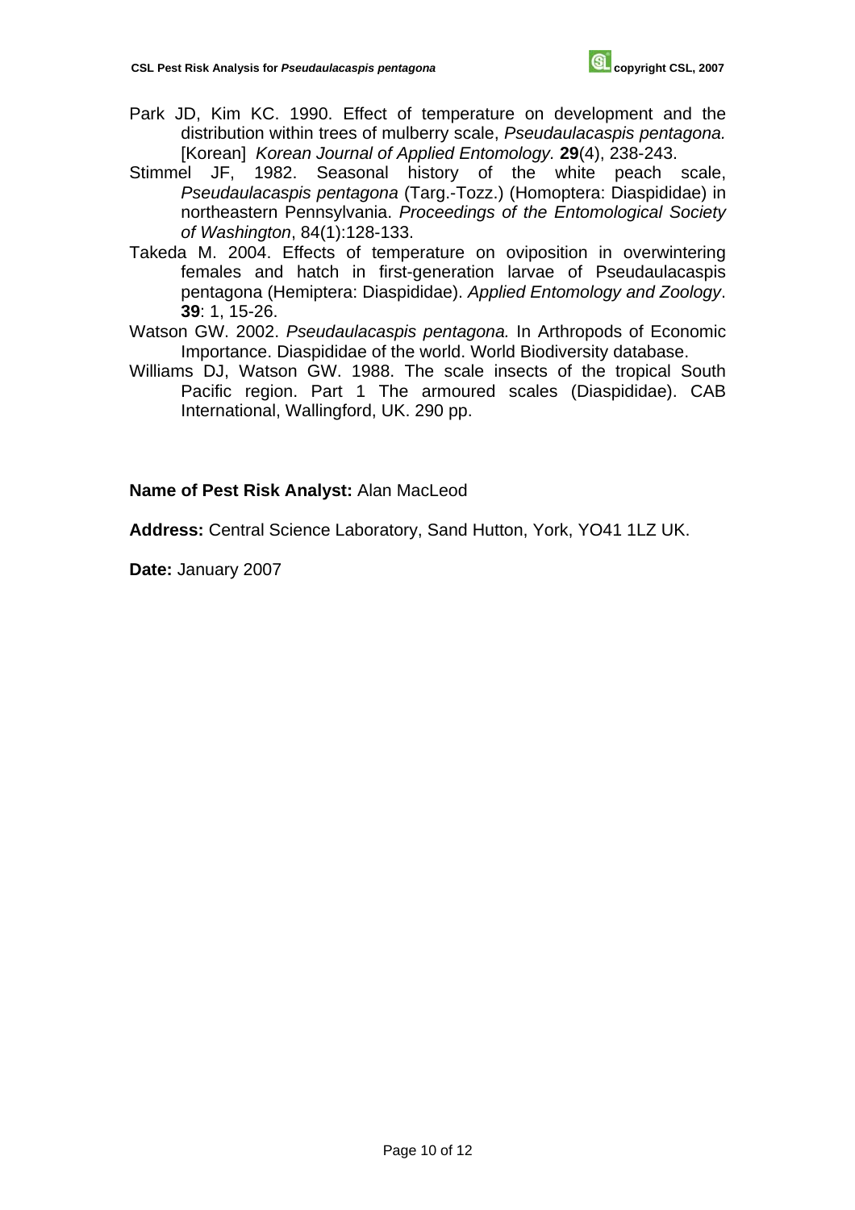Park JD, Kim KC. 1990. Effect of temperature on development and the distribution within trees of mulberry scale, *Pseudaulacaspis pentagona.* [Korean] *Korean Journal of Applied Entomology.* **29**(4), 238-243.

Stimmel JF, 1982. Seasonal history of the white peach scale, *Pseudaulacaspis pentagona* (Targ.-Tozz.) (Homoptera: Diaspididae) in northeastern Pennsylvania. *Proceedings of the Entomological Society of Washington*, 84(1):128-133.

Takeda M. 2004. Effects of temperature on oviposition in overwintering females and hatch in first-generation larvae of Pseudaulacaspis pentagona (Hemiptera: Diaspididae). *Applied Entomology and Zoology*. **39**: 1, 15-26.

Watson GW. 2002. *Pseudaulacaspis pentagona.* In Arthropods of Economic Importance. Diaspididae of the world. World Biodiversity database.

Williams DJ, Watson GW. 1988. The scale insects of the tropical South Pacific region. Part 1 The armoured scales (Diaspididae). CAB International, Wallingford, UK. 290 pp.

**Name of Pest Risk Analyst:** Alan MacLeod

**Address:** Central Science Laboratory, Sand Hutton, York, YO41 1LZ UK.

**Date:** January 2007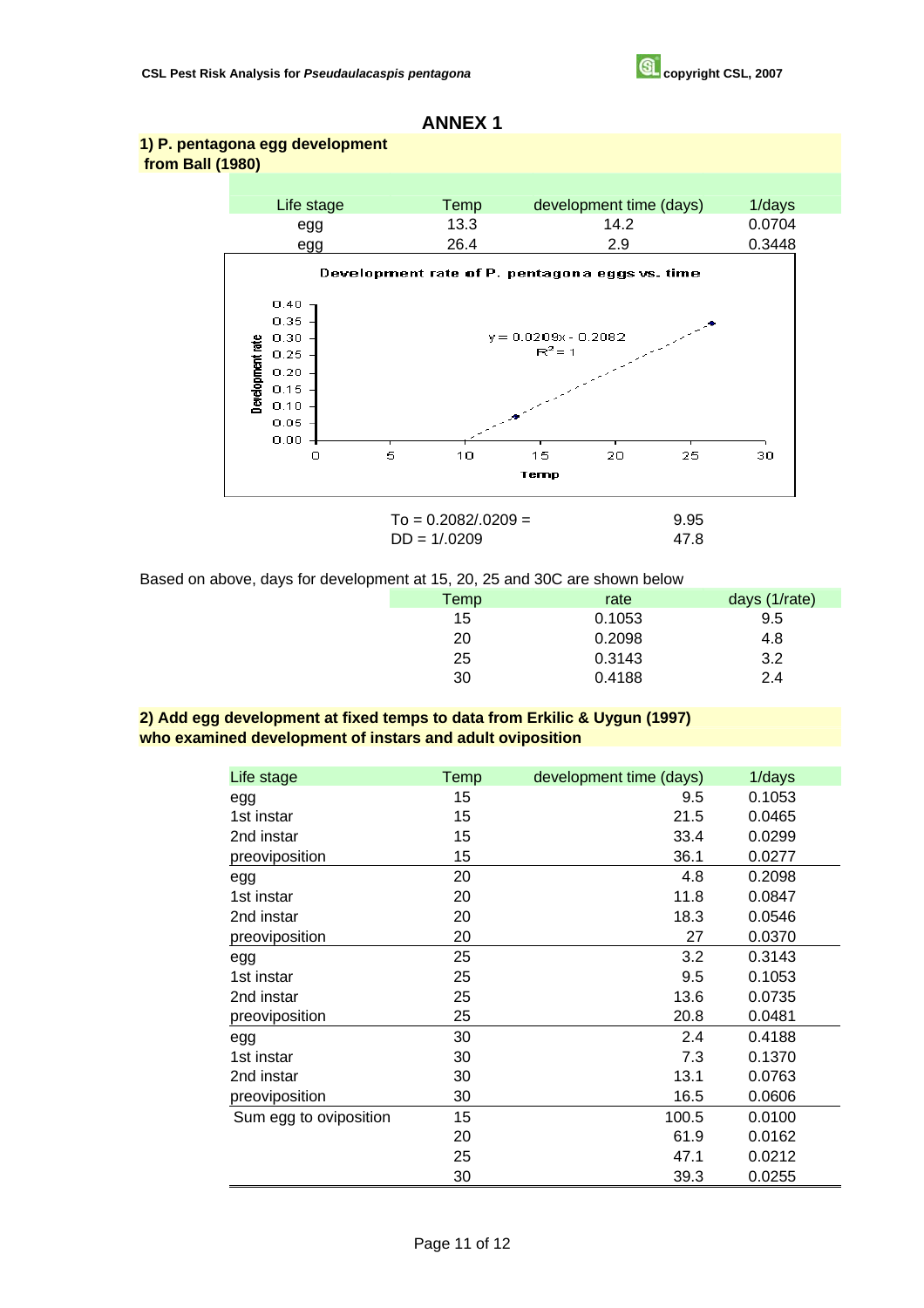# ANNEX 1

## 1) P. pentagona egg development from Ball (1980)

| Life stage | Temp | development time (days) | 1/days |
|---|---|---|---|
| egg | 13.3 | 14.2 | 0.0704 |
| egg | 26.4 | 2.9 | 0.3448 |

**Development rate of P. pentagona eggs vs. time**

$y = 0.0209x - 0.2082$
$R^2 = 1$

(Chart axes: Development rate, 0.00–0.40; Temp, 0–30)

To = 0.2082/.0209 = 9.95

DD = 1/.0209 47.8

Based on above, days for development at 15, 20, 25 and 30C are shown below

| Temp | rate | days (1/rate) |
|---|---|---|
| 15 | 0.1053 | 9.5 |
| 20 | 0.2098 | 4.8 |
| 25 | 0.3143 | 3.2 |
| 30 | 0.4188 | 2.4 |

## 2) Add egg development at fixed temps to data from Erkilic & Uygun (1997) who examined development of instars and adult oviposition

| Life stage | Temp | development time (days) | 1/days |
|---|---|---|---|
| egg | 15 | 9.5 | 0.1053 |
| 1st instar | 15 | 21.5 | 0.0465 |
| 2nd instar | 15 | 33.4 | 0.0299 |
| preoviposition | 15 | 36.1 | 0.0277 |
| egg | 20 | 4.8 | 0.2098 |
| 1st instar | 20 | 11.8 | 0.0847 |
| 2nd instar | 20 | 18.3 | 0.0546 |
| preoviposition | 20 | 27 | 0.0370 |
| egg | 25 | 3.2 | 0.3143 |
| 1st instar | 25 | 9.5 | 0.1053 |
| 2nd instar | 25 | 13.6 | 0.0735 |
| preoviposition | 25 | 20.8 | 0.0481 |
| egg | 30 | 2.4 | 0.4188 |
| 1st instar | 30 | 7.3 | 0.1370 |
| 2nd instar | 30 | 13.1 | 0.0763 |
| preoviposition | 30 | 16.5 | 0.0606 |
| Sum egg to oviposition | 15 | 100.5 | 0.0100 |
| | 20 | 61.9 | 0.0162 |
| | 25 | 47.1 | 0.0212 |
| | 30 | 39.3 | 0.0255 |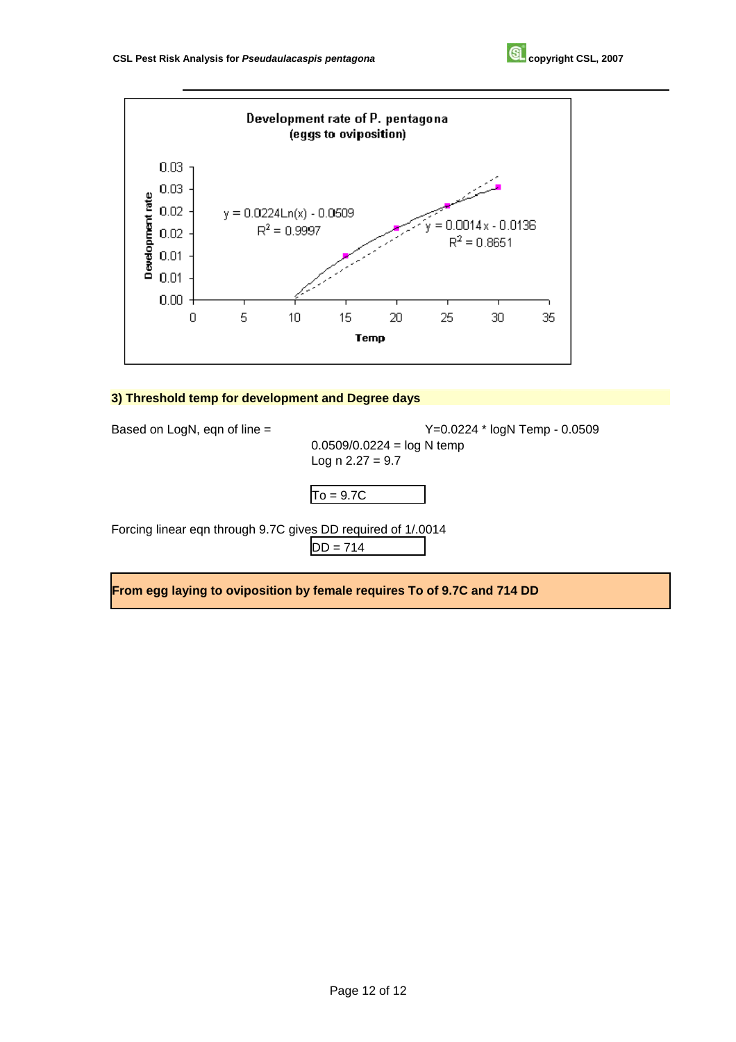Development rate of P. pentagona
(eggs to oviposition)

Development rate

0.03
0.03
0.02
0.02
0.01
0.01
0.00

0 5 10 15 20 25 30 35

Temp

y = 0.0224Ln(x) - 0.0509
$R^2 = 0.9997$

y = 0.0014x - 0.0136
$R^2 = 0.8651$

### 3) Threshold temp for development and Degree days

Based on LogN, eqn of line = Y=0.0224 * logN Temp - 0.0509

0.0509/0.0224 = log N temp

Log n 2.27 = 9.7

To = 9.7C

Forcing linear eqn through 9.7C gives DD required of 1/.0014

DD = 714

**From egg laying to oviposition by female requires To of 9.7C and 714 DD**